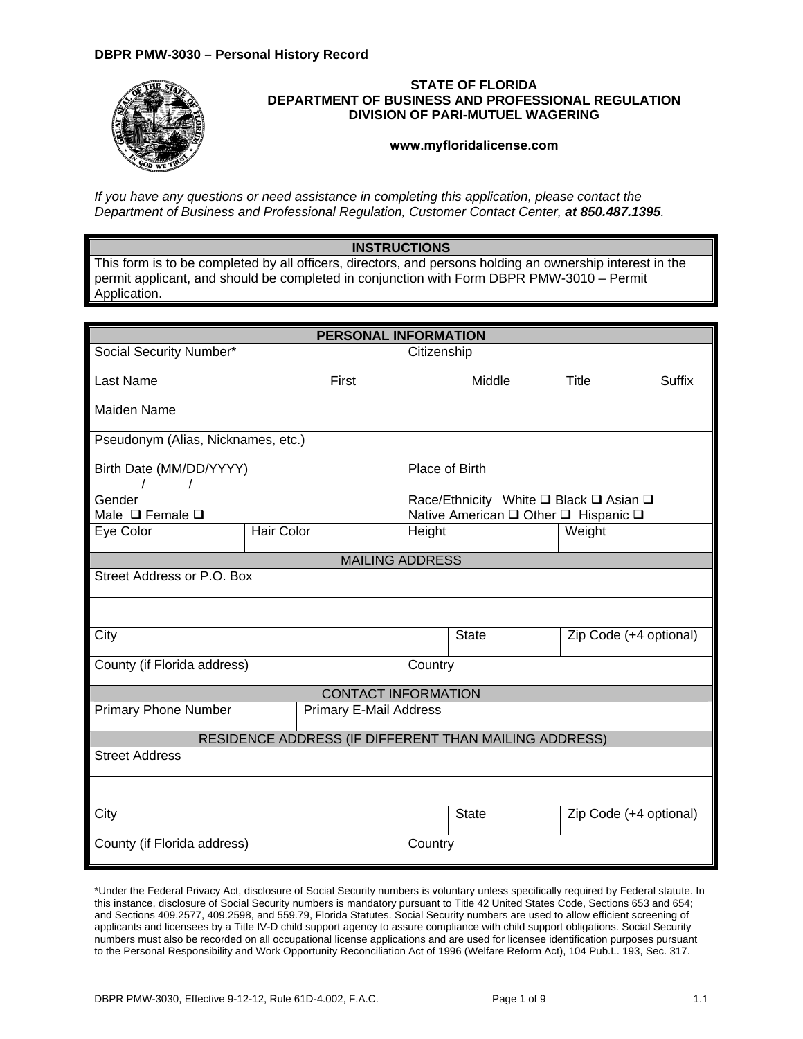**DBPR PMW-3030 – Personal History Record**

**STATE OF FLORIDA**
**DEPARTMENT OF BUSINESS AND PROFESSIONAL REGULATION**
**DIVISION OF PARI-MUTUEL WAGERING**

**www.myfloridalicense.com**

*If you have any questions or need assistance in completing this application, please contact the Department of Business and Professional Regulation, Customer Contact Center,* ***at 850.487.1395****.*

| **INSTRUCTIONS** |
|---|
| This form is to be completed by all officers, directors, and persons holding an ownership interest in the permit applicant, and should be completed in conjunction with Form DBPR PMW-3010 – Permit Application. |

| **PERSONAL INFORMATION** | | | | | |
|---|---|---|---|---|---|
| Social Security Number* | | | Citizenship | | |
| Last Name | First | | Middle | Title | Suffix |
| Maiden Name | | | | | |
| Pseudonym (Alias, Nicknames, etc.) | | | | | |
| Birth Date (MM/DD/YYYY) / / | | | Place of Birth | | |
| Gender Male ❑ Female ❑ | | | Race/Ethnicity White ❑ Black ❑ Asian ❑ Native American ❑ Other ❑ Hispanic ❑ | | |
| Eye Color | Hair Color | | Height | | Weight |
| **MAILING ADDRESS** | | | | | |
| Street Address or P.O. Box | | | | | |
| | | | | | |
| City | | | | State | Zip Code (+4 optional) |
| County (if Florida address) | | | Country | | |
| **CONTACT INFORMATION** | | | | | |
| Primary Phone Number | Primary E-Mail Address | | | | |
| **RESIDENCE ADDRESS (IF DIFFERENT THAN MAILING ADDRESS)** | | | | | |
| Street Address | | | | | |
| | | | | | |
| City | | | | State | Zip Code (+4 optional) |
| County (if Florida address) | | | Country | | |

*Under the Federal Privacy Act, disclosure of Social Security numbers is voluntary unless specifically required by Federal statute. In this instance, disclosure of Social Security numbers is mandatory pursuant to Title 42 United States Code, Sections 653 and 654; and Sections 409.2577, 409.2598, and 559.79, Florida Statutes. Social Security numbers are used to allow efficient screening of applicants and licensees by a Title IV-D child support agency to assure compliance with child support obligations. Social Security numbers must also be recorded on all occupational license applications and are used for licensee identification purposes pursuant to the Personal Responsibility and Work Opportunity Reconciliation Act of 1996 (Welfare Reform Act), 104 Pub.L. 193, Sec. 317.

DBPR PMW-3030, Effective 9-12-12, Rule 61D-4.002, F.A.C. 1.1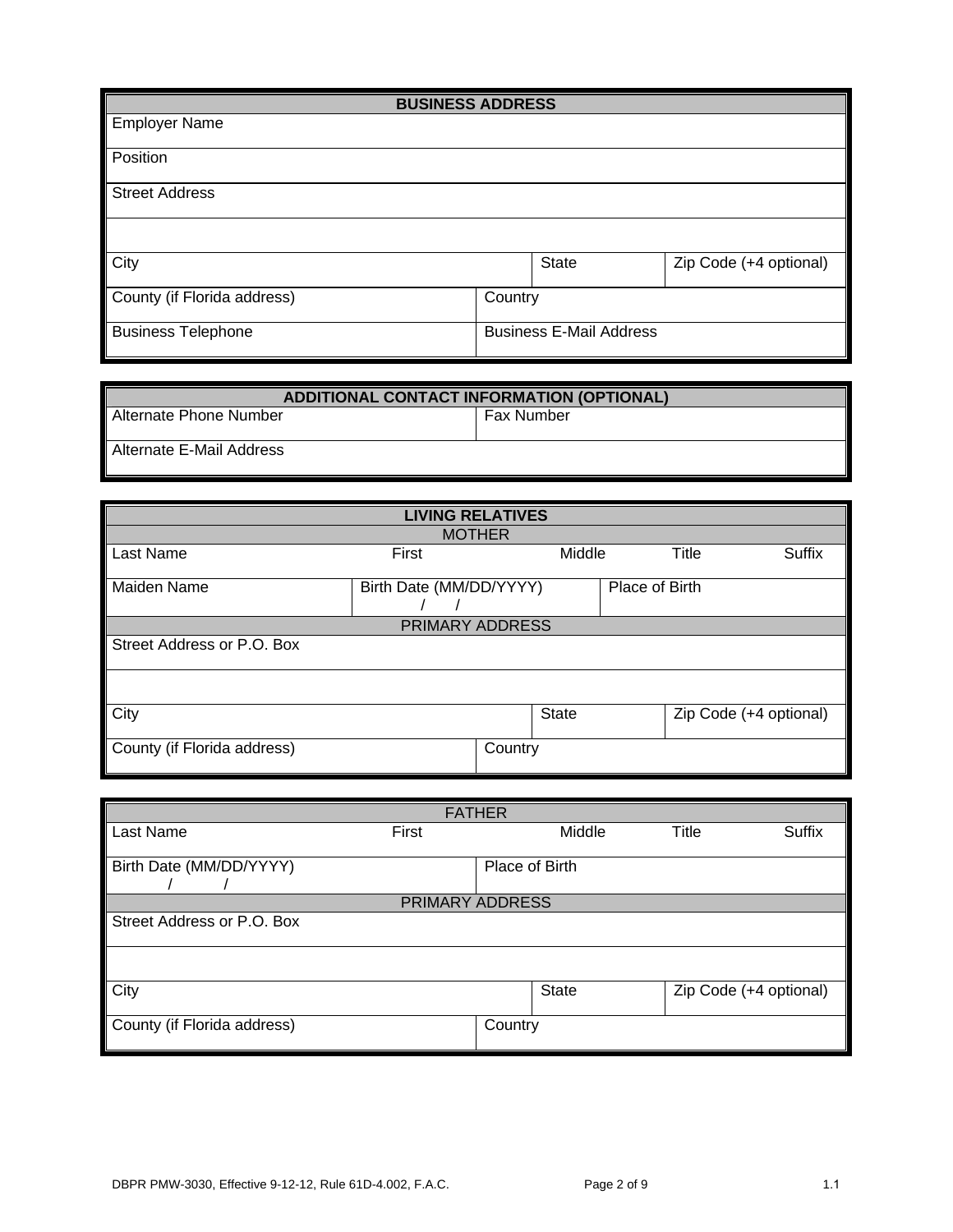| BUSINESS ADDRESS | | |
|---|---|---|
| Employer Name | | |
| Position | | |
| Street Address | | |
| | | |
| City | State | Zip Code (+4 optional) |
| County (if Florida address) | Country | |
| Business Telephone | Business E-Mail Address | |

| ADDITIONAL CONTACT INFORMATION (OPTIONAL) | |
|---|---|
| Alternate Phone Number | Fax Number |
| Alternate E-Mail Address | |

| LIVING RELATIVES | | | | |
|---|---|---|---|---|
| MOTHER | | | | |
| Last Name | First | Middle | Title | Suffix |
| Maiden Name | Birth Date (MM/DD/YYYY) / / | Place of Birth | | |
| PRIMARY ADDRESS | | | | |
| Street Address or P.O. Box | | | | |
| | | | | |
| City | | State | Zip Code (+4 optional) | |
| County (if Florida address) | Country | | | |

| FATHER | | | | |
|---|---|---|---|---|
| Last Name | First | Middle | Title | Suffix |
| Birth Date (MM/DD/YYYY) / / | Place of Birth | | | |
| PRIMARY ADDRESS | | | | |
| Street Address or P.O. Box | | | | |
| | | | | |
| City | | State | Zip Code (+4 optional) | |
| County (if Florida address) | Country | | | |

DBPR PMW-3030, Effective 9-12-12, Rule 61D-4.002, F.A.C. 1.1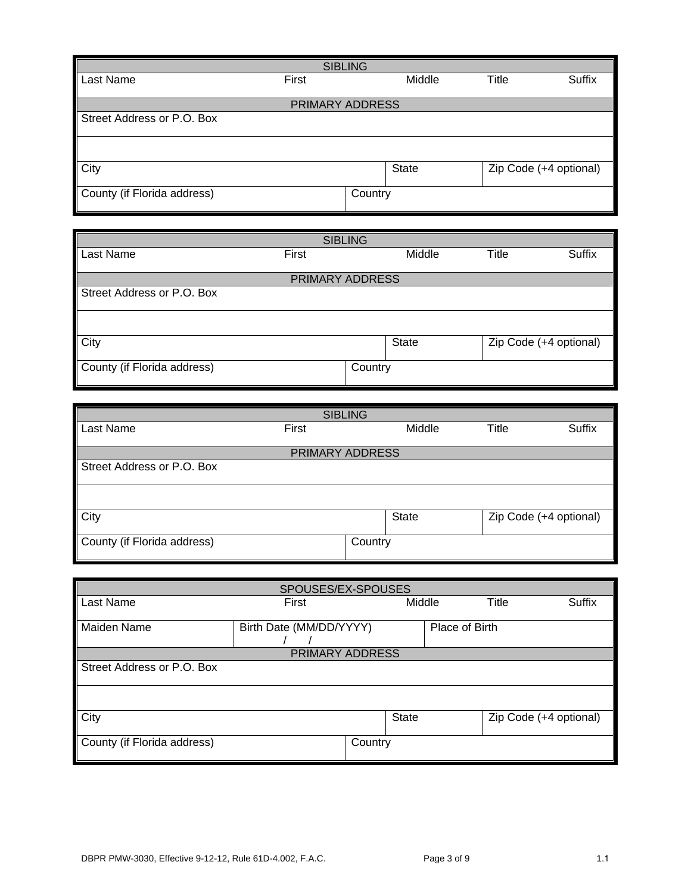| SIBLING | | | | |
|---|---|---|---|---|
| Last Name | First | Middle | Title | Suffix |
| **PRIMARY ADDRESS** | | | | |
| Street Address or P.O. Box | | | | |
| | | | | |
| City | | State | Zip Code (+4 optional) | |
| County (if Florida address) | Country | | | |

| SIBLING | | | | |
|---|---|---|---|---|
| Last Name | First | Middle | Title | Suffix |
| **PRIMARY ADDRESS** | | | | |
| Street Address or P.O. Box | | | | |
| | | | | |
| City | | State | Zip Code (+4 optional) | |
| County (if Florida address) | Country | | | |

| SIBLING | | | | |
|---|---|---|---|---|
| Last Name | First | Middle | Title | Suffix |
| **PRIMARY ADDRESS** | | | | |
| Street Address or P.O. Box | | | | |
| | | | | |
| City | | State | Zip Code (+4 optional) | |
| County (if Florida address) | Country | | | |

| SPOUSES/EX-SPOUSES | | | | |
|---|---|---|---|---|
| Last Name | First | Middle | Title | Suffix |
| Maiden Name | Birth Date (MM/DD/YYYY) / / | Place of Birth | | |
| **PRIMARY ADDRESS** | | | | |
| Street Address or P.O. Box | | | | |
| | | | | |
| City | | State | Zip Code (+4 optional) | |
| County (if Florida address) | Country | | | |

DBPR PMW-3030, Effective 9-12-12, Rule 61D-4.002, F.A.C. 1.1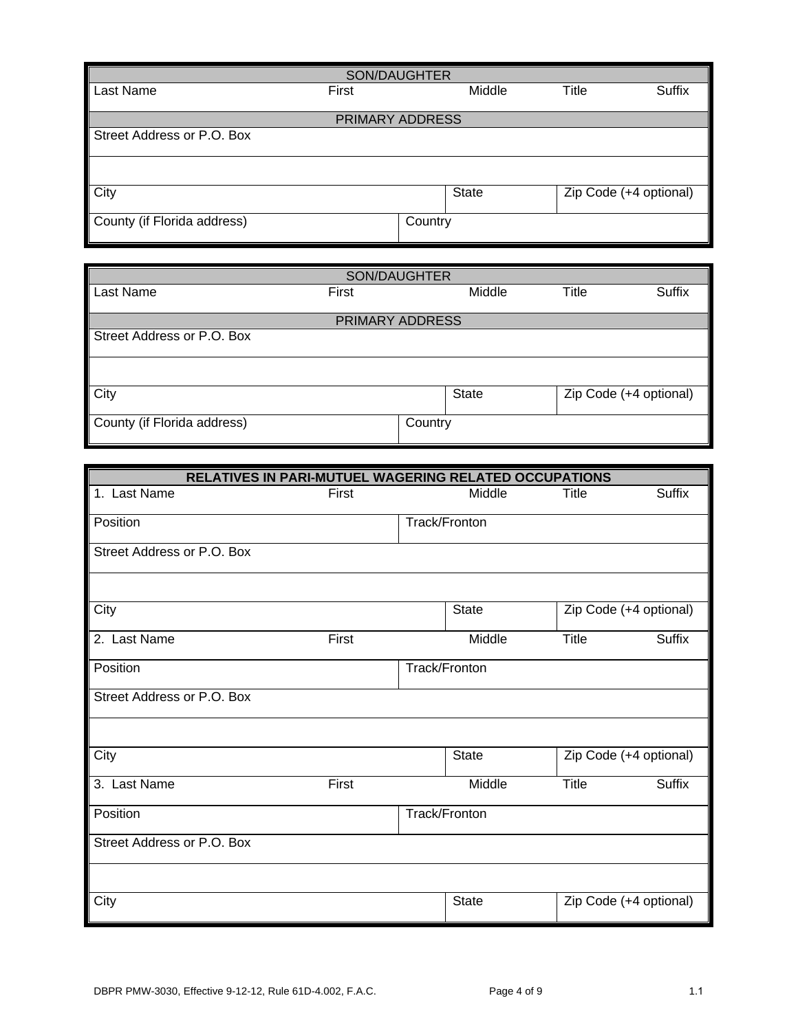| SON/DAUGHTER | | | | |
|---|---|---|---|---|
| Last Name | First | Middle | Title | Suffix |
| **PRIMARY ADDRESS** | | | | |
| Street Address or P.O. Box | | | | |
| | | | | |
| City | | State | Zip Code (+4 optional) | |
| County (if Florida address) | Country | | | |

| SON/DAUGHTER | | | | |
|---|---|---|---|---|
| Last Name | First | Middle | Title | Suffix |
| **PRIMARY ADDRESS** | | | | |
| Street Address or P.O. Box | | | | |
| | | | | |
| City | | State | Zip Code (+4 optional) | |
| County (if Florida address) | Country | | | |

| **RELATIVES IN PARI-MUTUEL WAGERING RELATED OCCUPATIONS** | | | | |
|---|---|---|---|---|
| 1. Last Name | First | Middle | Title | Suffix |
| Position | Track/Fronton | | | |
| Street Address or P.O. Box | | | | |
| | | | | |
| City | | State | Zip Code (+4 optional) | |
| 2. Last Name | First | Middle | Title | Suffix |
| Position | Track/Fronton | | | |
| Street Address or P.O. Box | | | | |
| | | | | |
| City | | State | Zip Code (+4 optional) | |
| 3. Last Name | First | Middle | Title | Suffix |
| Position | Track/Fronton | | | |
| Street Address or P.O. Box | | | | |
| | | | | |
| City | | State | Zip Code (+4 optional) | |

DBPR PMW-3030, Effective 9-12-12, Rule 61D-4.002, F.A.C. 1.1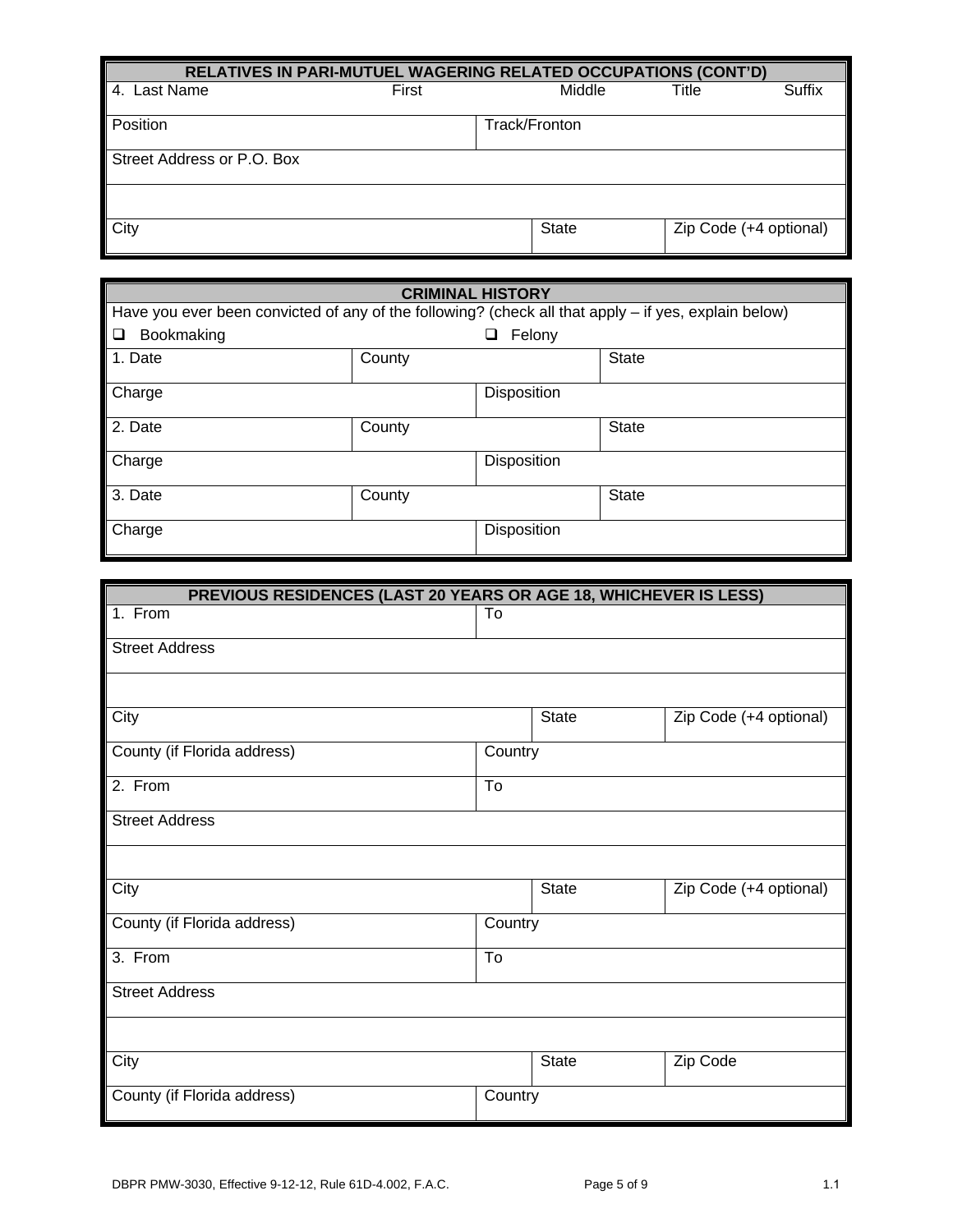## RELATIVES IN PARI-MUTUEL WAGERING RELATED OCCUPATIONS (CONT'D)

| 4. Last Name | First | Middle | Title | Suffix |
|---|---|---|---|---|
| Position | | Track/Fronton | | |
| Street Address or P.O. Box | | | | |
| | | | | |
| City | | State | Zip Code (+4 optional) | |

## CRIMINAL HISTORY

Have you ever been convicted of any of the following? (check all that apply – if yes, explain below)

- ☐ Bookmaking
- ☐ Felony

| 1. Date | County | | State |
|---|---|---|---|
| Charge | | Disposition | |
| 2. Date | County | | State |
| Charge | | Disposition | |
| 3. Date | County | | State |
| Charge | | Disposition | |

## PREVIOUS RESIDENCES (LAST 20 YEARS OR AGE 18, WHICHEVER IS LESS)

| 1. From | To | | |
|---|---|---|---|
| Street Address | | | |
| | | | |
| City | | State | Zip Code (+4 optional) |
| County (if Florida address) | Country | | |
| 2. From | To | | |
| Street Address | | | |
| | | | |
| City | | State | Zip Code (+4 optional) |
| County (if Florida address) | Country | | |
| 3. From | To | | |
| Street Address | | | |
| | | | |
| City | | State | Zip Code |
| County (if Florida address) | Country | | |

DBPR PMW-3030, Effective 9-12-12, Rule 61D-4.002, F.A.C.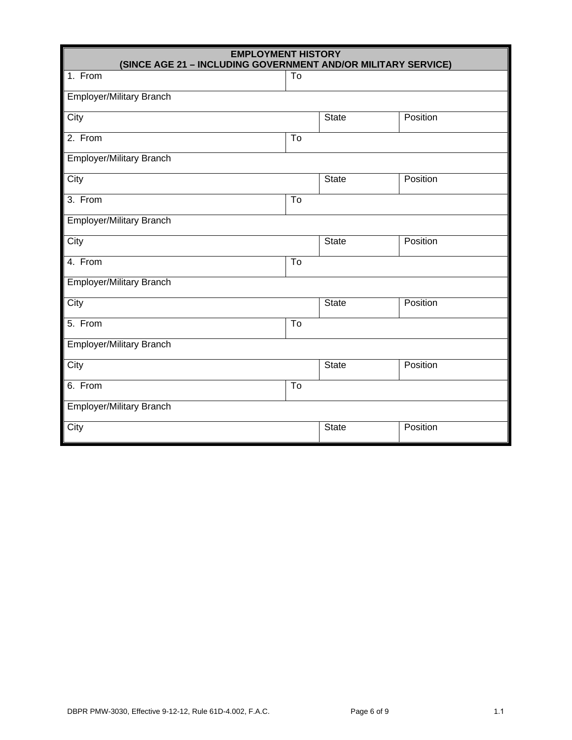## EMPLOYMENT HISTORY
### (SINCE AGE 21 – INCLUDING GOVERNMENT AND/OR MILITARY SERVICE)

| | | | |
|---|---|---|---|
| 1. From | To | | |
| Employer/Military Branch | | | |
| City | | State | Position |
| 2. From | To | | |
| Employer/Military Branch | | | |
| City | | State | Position |
| 3. From | To | | |
| Employer/Military Branch | | | |
| City | | State | Position |
| 4. From | To | | |
| Employer/Military Branch | | | |
| City | | State | Position |
| 5. From | To | | |
| Employer/Military Branch | | | |
| City | | State | Position |
| 6. From | To | | |
| Employer/Military Branch | | | |
| City | | State | Position |

DBPR PMW-3030, Effective 9-12-12, Rule 61D-4.002, F.A.C.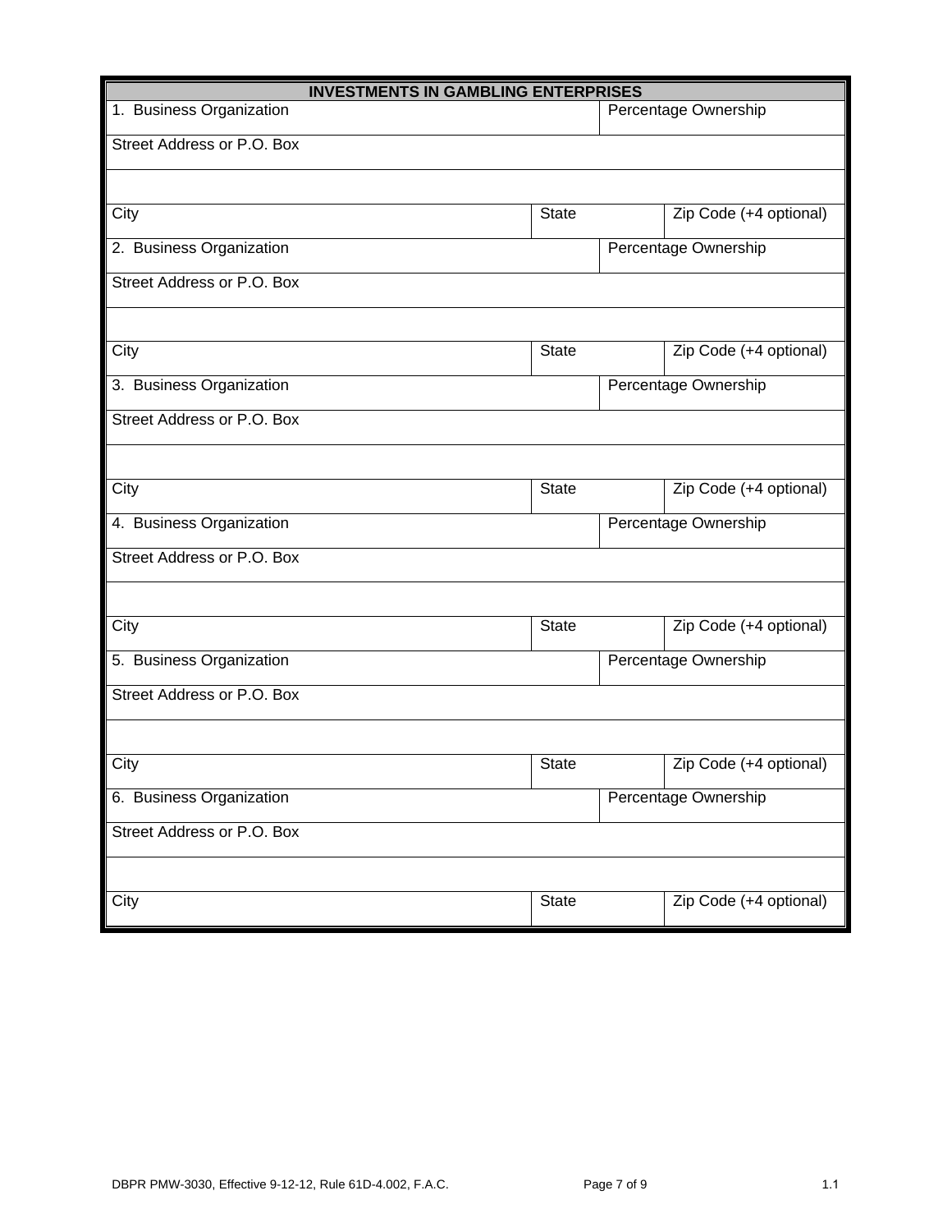## INVESTMENTS IN GAMBLING ENTERPRISES

| | | |
|---|---|---|
| 1. Business Organization | | Percentage Ownership |
| Street Address or P.O. Box | | |
| | | |
| City | State | Zip Code (+4 optional) |
| 2. Business Organization | | Percentage Ownership |
| Street Address or P.O. Box | | |
| | | |
| City | State | Zip Code (+4 optional) |
| 3. Business Organization | | Percentage Ownership |
| Street Address or P.O. Box | | |
| | | |
| City | State | Zip Code (+4 optional) |
| 4. Business Organization | | Percentage Ownership |
| Street Address or P.O. Box | | |
| | | |
| City | State | Zip Code (+4 optional) |
| 5. Business Organization | | Percentage Ownership |
| Street Address or P.O. Box | | |
| | | |
| City | State | Zip Code (+4 optional) |
| 6. Business Organization | | Percentage Ownership |
| Street Address or P.O. Box | | |
| | | |
| City | State | Zip Code (+4 optional) |

DBPR PMW-3030, Effective 9-12-12, Rule 61D-4.002, F.A.C. 1.1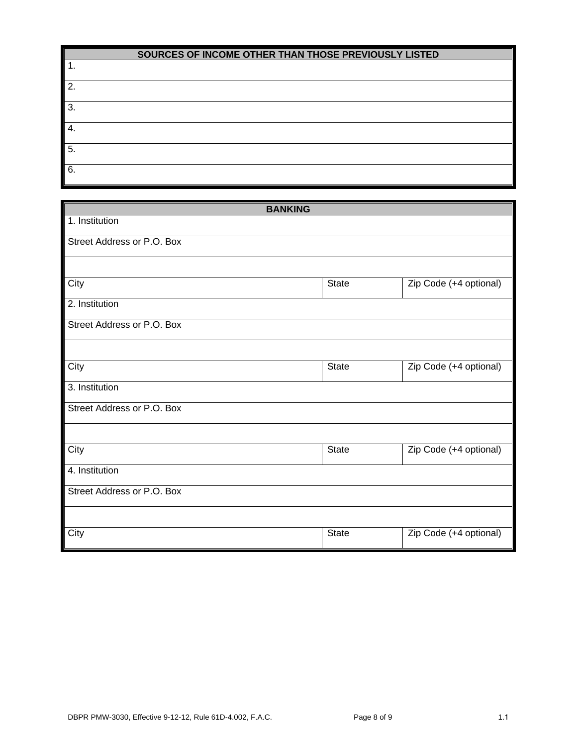| SOURCES OF INCOME OTHER THAN THOSE PREVIOUSLY LISTED |
|---|
| 1. |
| 2. |
| 3. |
| 4. |
| 5. |
| 6. |

| BANKING | | |
|---|---|---|
| 1. Institution | | |
| Street Address or P.O. Box | | |
| | | |
| City | State | Zip Code (+4 optional) |
| 2. Institution | | |
| Street Address or P.O. Box | | |
| | | |
| City | State | Zip Code (+4 optional) |
| 3. Institution | | |
| Street Address or P.O. Box | | |
| | | |
| City | State | Zip Code (+4 optional) |
| 4. Institution | | |
| Street Address or P.O. Box | | |
| | | |
| City | State | Zip Code (+4 optional) |

DBPR PMW-3030, Effective 9-12-12, Rule 61D-4.002, F.A.C. 1.1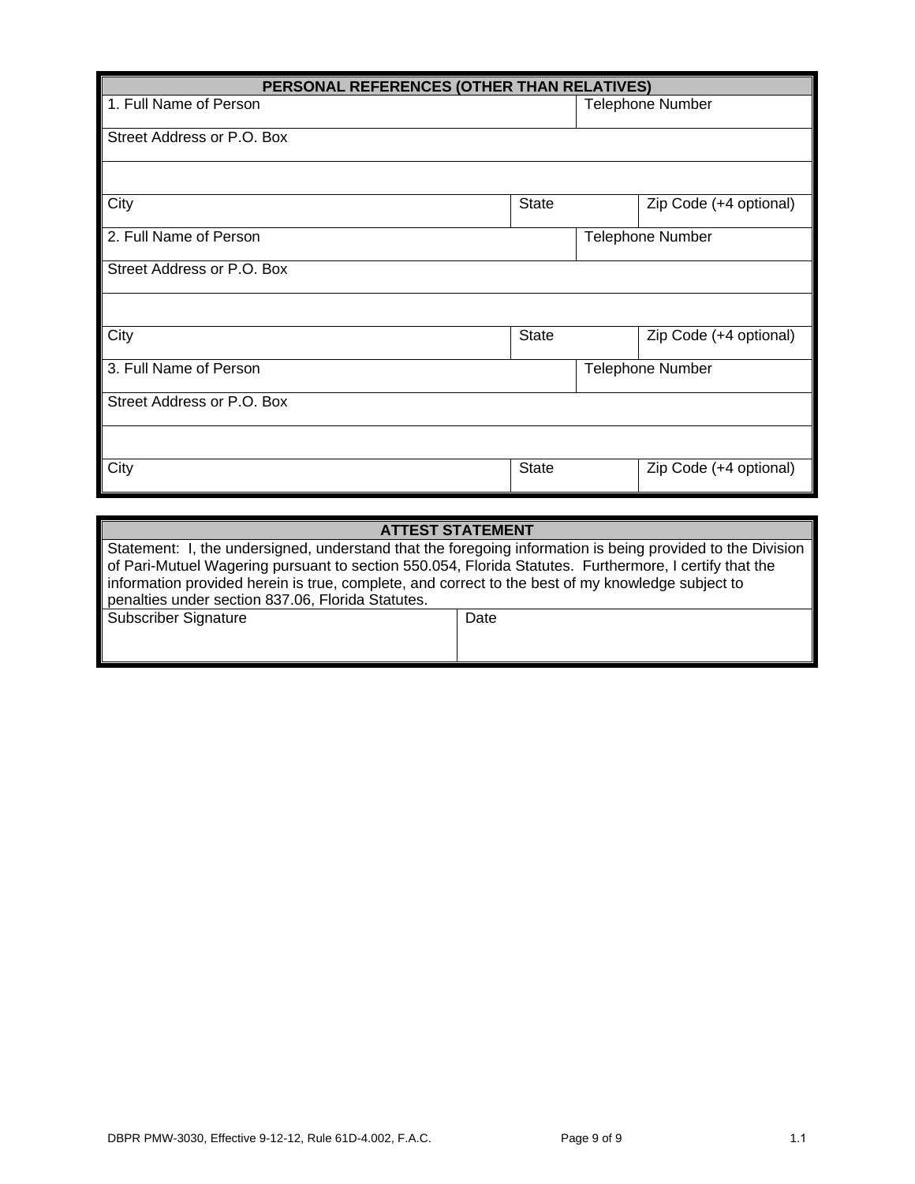## PERSONAL REFERENCES (OTHER THAN RELATIVES)

| | | |
|---|---|---|
| 1. Full Name of Person | | Telephone Number |
| Street Address or P.O. Box | | |
| | | |
| City | State | Zip Code (+4 optional) |
| 2. Full Name of Person | | Telephone Number |
| Street Address or P.O. Box | | |
| | | |
| City | State | Zip Code (+4 optional) |
| 3. Full Name of Person | | Telephone Number |
| Street Address or P.O. Box | | |
| | | |
| City | State | Zip Code (+4 optional) |

## ATTEST STATEMENT

Statement: I, the undersigned, understand that the foregoing information is being provided to the Division of Pari-Mutuel Wagering pursuant to section 550.054, Florida Statutes. Furthermore, I certify that the information provided herein is true, complete, and correct to the best of my knowledge subject to penalties under section 837.06, Florida Statutes.

| | |
|---|---|
| Subscriber Signature | Date |

DBPR PMW-3030, Effective 9-12-12, Rule 61D-4.002, F.A.C. 1.1